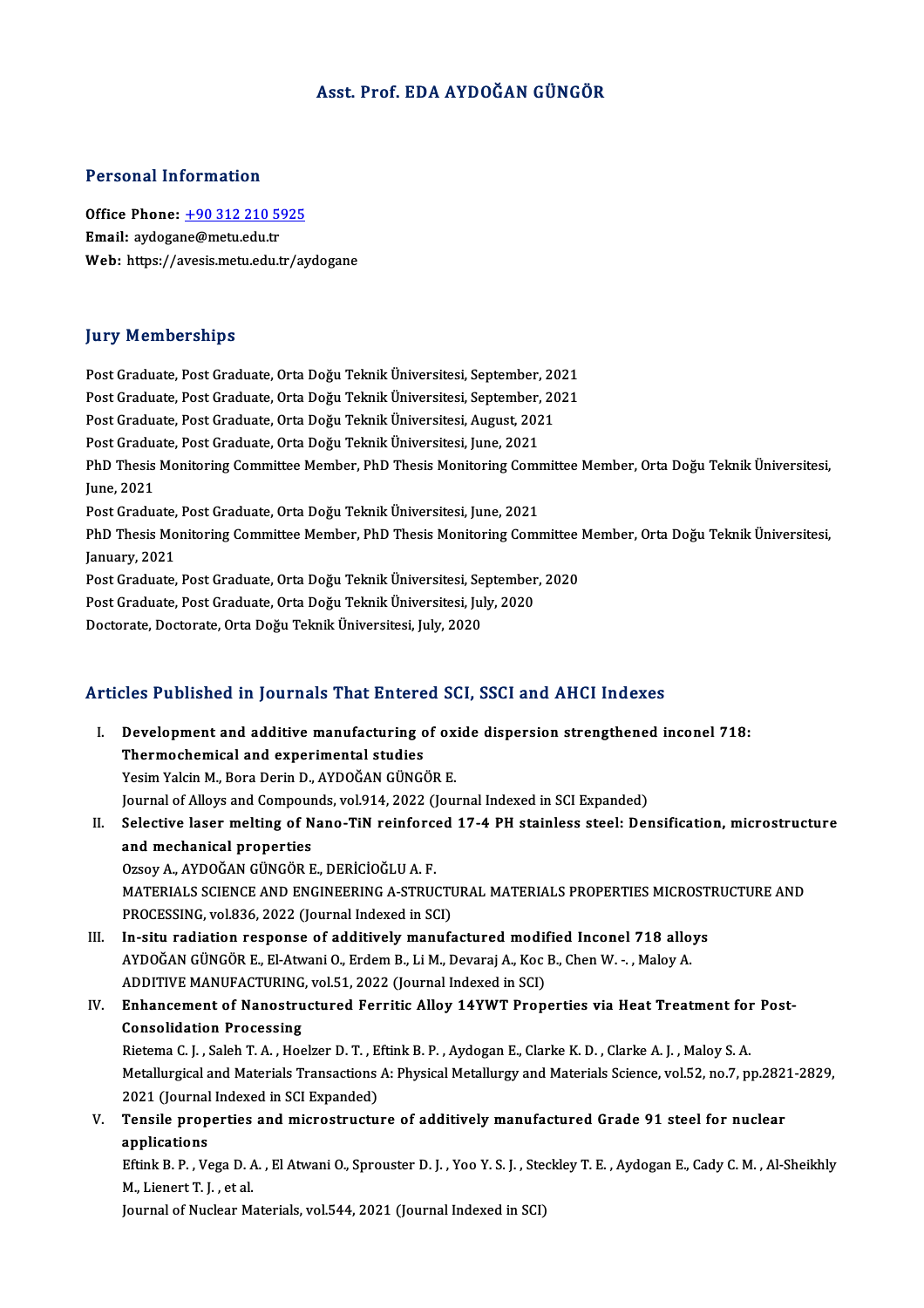# Asst. Prof. EDA AYDOĞAN GÜNGÖR

## Personal Information

**Office Phone:** +90 312 210 5925
**Email:** aydogane@metu.edu.tr
**Web:** https://avesis.metu.edu.tr/aydogane

## Jury Memberships

Post Graduate, Post Graduate, Orta Doğu Teknik Üniversitesi, September, 2021
Post Graduate, Post Graduate, Orta Doğu Teknik Üniversitesi, September, 2021
Post Graduate, Post Graduate, Orta Doğu Teknik Üniversitesi, August, 2021
Post Graduate, Post Graduate, Orta Doğu Teknik Üniversitesi, June, 2021
PhD Thesis Monitoring Committee Member, PhD Thesis Monitoring Committee Member, Orta Doğu Teknik Üniversitesi, June, 2021
Post Graduate, Post Graduate, Orta Doğu Teknik Üniversitesi, June, 2021
PhD Thesis Monitoring Committee Member, PhD Thesis Monitoring Committee Member, Orta Doğu Teknik Üniversitesi, January, 2021
Post Graduate, Post Graduate, Orta Doğu Teknik Üniversitesi, September, 2020
Post Graduate, Post Graduate, Orta Doğu Teknik Üniversitesi, July, 2020
Doctorate, Doctorate, Orta Doğu Teknik Üniversitesi, July, 2020

## Articles Published in Journals That Entered SCI, SSCI and AHCI Indexes

I. **Development and additive manufacturing of oxide dispersion strengthened inconel 718: Thermochemical and experimental studies**
Yesim Yalcin M., Bora Derin D., AYDOĞAN GÜNGÖR E.
Journal of Alloys and Compounds, vol.914, 2022 (Journal Indexed in SCI Expanded)

II. **Selective laser melting of Nano-TiN reinforced 17-4 PH stainless steel: Densification, microstructure and mechanical properties**
Ozsoy A., AYDOĞAN GÜNGÖR E., DERİCİOĞLU A. F.
MATERIALS SCIENCE AND ENGINEERING A-STRUCTURAL MATERIALS PROPERTIES MICROSTRUCTURE AND PROCESSING, vol.836, 2022 (Journal Indexed in SCI)

III. **In-situ radiation response of additively manufactured modified Inconel 718 alloys**
AYDOĞAN GÜNGÖR E., El-Atwani O., Erdem B., Li M., Devaraj A., Koc B., Chen W. -. , Maloy A.
ADDITIVE MANUFACTURING, vol.51, 2022 (Journal Indexed in SCI)

IV. **Enhancement of Nanostructured Ferritic Alloy 14YWT Properties via Heat Treatment for Post-Consolidation Processing**
Rietema C. J. , Saleh T. A. , Hoelzer D. T. , Eftink B. P. , Aydogan E., Clarke K. D. , Clarke A. J. , Maloy S. A.
Metallurgical and Materials Transactions A: Physical Metallurgy and Materials Science, vol.52, no.7, pp.2821-2829, 2021 (Journal Indexed in SCI Expanded)

V. **Tensile properties and microstructure of additively manufactured Grade 91 steel for nuclear applications**
Eftink B. P. , Vega D. A. , El Atwani O., Sprouster D. J. , Yoo Y. S. J. , Steckley T. E. , Aydogan E., Cady C. M. , Al-Sheikhly M., Lienert T. J. , et al.
Journal of Nuclear Materials, vol.544, 2021 (Journal Indexed in SCI)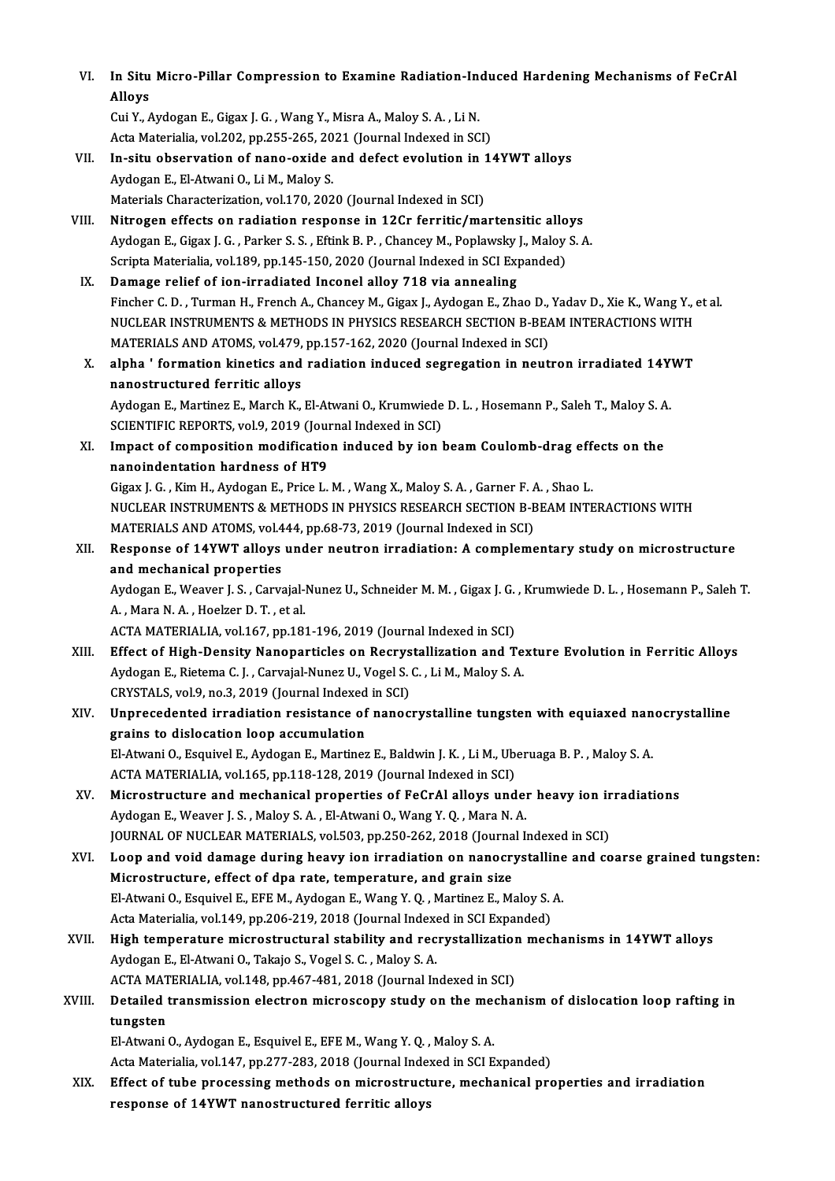VI. **In Situ Micro-Pillar Compression to Examine Radiation-Induced Hardening Mechanisms of FeCrAl Alloys**
Cui Y., Aydogan E., Gigax J. G. , Wang Y., Misra A., Maloy S. A. , Li N.
Acta Materialia, vol.202, pp.255-265, 2021 (Journal Indexed in SCI)

VII. **In-situ observation of nano-oxide and defect evolution in 14YWT alloys**
Aydogan E., El-Atwani O., Li M., Maloy S.
Materials Characterization, vol.170, 2020 (Journal Indexed in SCI)

VIII. **Nitrogen effects on radiation response in 12Cr ferritic/martensitic alloys**
Aydogan E., Gigax J. G. , Parker S. S. , Eftink B. P. , Chancey M., Poplawsky J., Maloy S. A.
Scripta Materialia, vol.189, pp.145-150, 2020 (Journal Indexed in SCI Expanded)

IX. **Damage relief of ion-irradiated Inconel alloy 718 via annealing**
Fincher C. D. , Turman H., French A., Chancey M., Gigax J., Aydogan E., Zhao D., Yadav D., Xie K., Wang Y., et al.
NUCLEAR INSTRUMENTS & METHODS IN PHYSICS RESEARCH SECTION B-BEAM INTERACTIONS WITH MATERIALS AND ATOMS, vol.479, pp.157-162, 2020 (Journal Indexed in SCI)

X. **alpha ' formation kinetics and radiation induced segregation in neutron irradiated 14YWT nanostructured ferritic alloys**
Aydogan E., Martinez E., March K., El-Atwani O., Krumwiede D. L. , Hosemann P., Saleh T., Maloy S. A.
SCIENTIFIC REPORTS, vol.9, 2019 (Journal Indexed in SCI)

XI. **Impact of composition modification induced by ion beam Coulomb-drag effects on the nanoindentation hardness of HT9**
Gigax J. G. , Kim H., Aydogan E., Price L. M. , Wang X., Maloy S. A. , Garner F. A. , Shao L.
NUCLEAR INSTRUMENTS & METHODS IN PHYSICS RESEARCH SECTION B-BEAM INTERACTIONS WITH MATERIALS AND ATOMS, vol.444, pp.68-73, 2019 (Journal Indexed in SCI)

XII. **Response of 14YWT alloys under neutron irradiation: A complementary study on microstructure and mechanical properties**
Aydogan E., Weaver J. S. , Carvajal-Nunez U., Schneider M. M. , Gigax J. G. , Krumwiede D. L. , Hosemann P., Saleh T. A. , Mara N. A. , Hoelzer D. T. , et al.
ACTA MATERIALIA, vol.167, pp.181-196, 2019 (Journal Indexed in SCI)

XIII. **Effect of High-Density Nanoparticles on Recrystallization and Texture Evolution in Ferritic Alloys**
Aydogan E., Rietema C. J. , Carvajal-Nunez U., Vogel S. C. , Li M., Maloy S. A.
CRYSTALS, vol.9, no.3, 2019 (Journal Indexed in SCI)

XIV. **Unprecedented irradiation resistance of nanocrystalline tungsten with equiaxed nanocrystalline grains to dislocation loop accumulation**
El-Atwani O., Esquivel E., Aydogan E., Martinez E., Baldwin J. K. , Li M., Uberuaga B. P. , Maloy S. A.
ACTA MATERIALIA, vol.165, pp.118-128, 2019 (Journal Indexed in SCI)

XV. **Microstructure and mechanical properties of FeCrAl alloys under heavy ion irradiations**
Aydogan E., Weaver J. S. , Maloy S. A. , El-Atwani O., Wang Y. Q. , Mara N. A.
JOURNAL OF NUCLEAR MATERIALS, vol.503, pp.250-262, 2018 (Journal Indexed in SCI)

XVI. **Loop and void damage during heavy ion irradiation on nanocrystalline and coarse grained tungsten: Microstructure, effect of dpa rate, temperature, and grain size**
El-Atwani O., Esquivel E., EFE M., Aydogan E., Wang Y. Q. , Martinez E., Maloy S. A.
Acta Materialia, vol.149, pp.206-219, 2018 (Journal Indexed in SCI Expanded)

XVII. **High temperature microstructural stability and recrystallization mechanisms in 14YWT alloys**
Aydogan E., El-Atwani O., Takajo S., Vogel S. C. , Maloy S. A.
ACTA MATERIALIA, vol.148, pp.467-481, 2018 (Journal Indexed in SCI)

XVIII. **Detailed transmission electron microscopy study on the mechanism of dislocation loop rafting in tungsten**
El-Atwani O., Aydogan E., Esquivel E., EFE M., Wang Y. Q. , Maloy S. A.
Acta Materialia, vol.147, pp.277-283, 2018 (Journal Indexed in SCI Expanded)

XIX. **Effect of tube processing methods on microstructure, mechanical properties and irradiation response of 14YWT nanostructured ferritic alloys**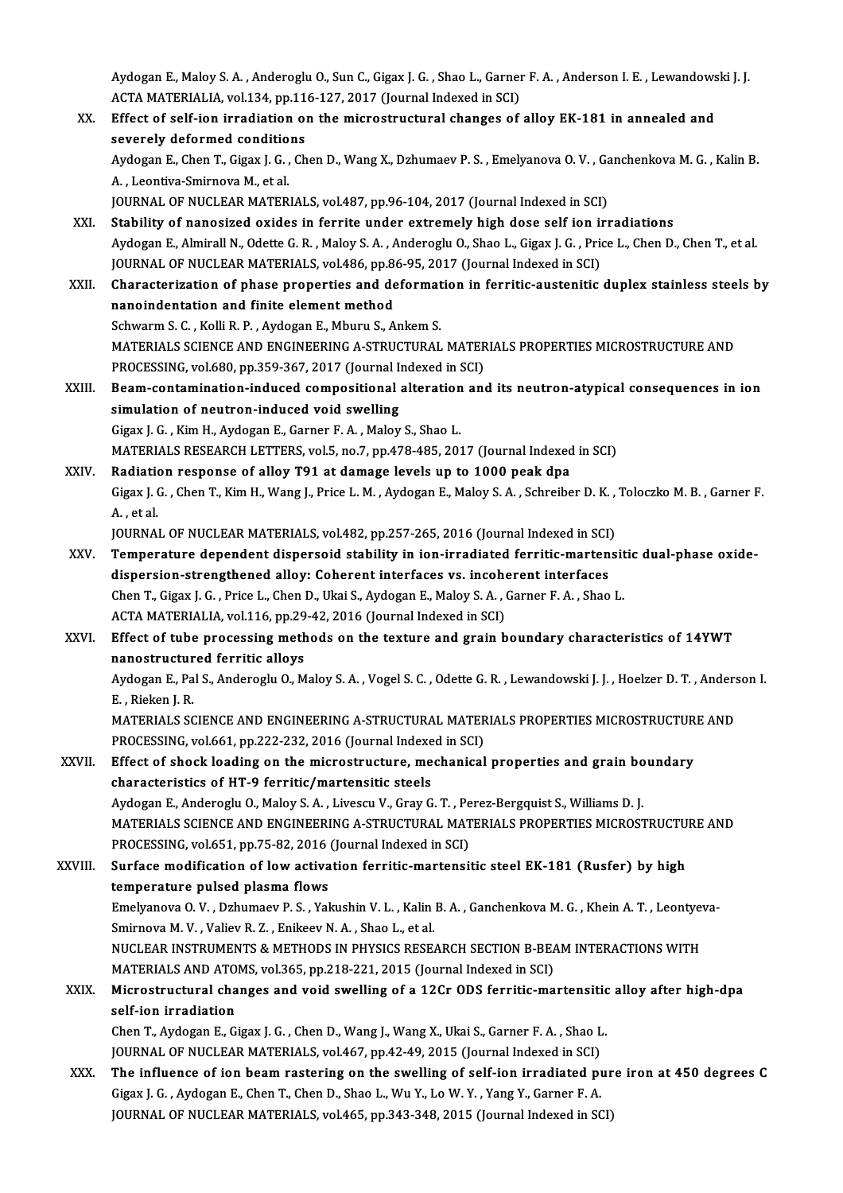Aydogan E., Maloy S. A. , Anderoglu O., Sun C., Gigax J. G. , Shao L., Garner F. A. , Anderson I. E. , Lewandowski J. J.
ACTA MATERIALIA, vol.134, pp.116-127, 2017 (Journal Indexed in SCI)

XX. **Effect of self-ion irradiation on the microstructural changes of alloy EK-181 in annealed and severely deformed conditions**
Aydogan E., Chen T., Gigax J. G. , Chen D., Wang X., Dzhumaev P. S. , Emelyanova O. V. , Ganchenkova M. G. , Kalin B. A. , Leontiva-Smirnova M., et al.
JOURNAL OF NUCLEAR MATERIALS, vol.487, pp.96-104, 2017 (Journal Indexed in SCI)

XXI. **Stability of nanosized oxides in ferrite under extremely high dose self ion irradiations**
Aydogan E., Almirall N., Odette G. R. , Maloy S. A. , Anderoglu O., Shao L., Gigax J. G. , Price L., Chen D., Chen T., et al.
JOURNAL OF NUCLEAR MATERIALS, vol.486, pp.86-95, 2017 (Journal Indexed in SCI)

XXII. **Characterization of phase properties and deformation in ferritic-austenitic duplex stainless steels by nanoindentation and finite element method**
Schwarm S. C. , Kolli R. P. , Aydogan E., Mburu S., Ankem S.
MATERIALS SCIENCE AND ENGINEERING A-STRUCTURAL MATERIALS PROPERTIES MICROSTRUCTURE AND PROCESSING, vol.680, pp.359-367, 2017 (Journal Indexed in SCI)

XXIII. **Beam-contamination-induced compositional alteration and its neutron-atypical consequences in ion simulation of neutron-induced void swelling**
Gigax J. G. , Kim H., Aydogan E., Garner F. A. , Maloy S., Shao L.
MATERIALS RESEARCH LETTERS, vol.5, no.7, pp.478-485, 2017 (Journal Indexed in SCI)

XXIV. **Radiation response of alloy T91 at damage levels up to 1000 peak dpa**
Gigax J. G. , Chen T., Kim H., Wang J., Price L. M. , Aydogan E., Maloy S. A. , Schreiber D. K. , Toloczko M. B. , Garner F. A. , et al.
JOURNAL OF NUCLEAR MATERIALS, vol.482, pp.257-265, 2016 (Journal Indexed in SCI)

XXV. **Temperature dependent dispersoid stability in ion-irradiated ferritic-martensitic dual-phase oxide-dispersion-strengthened alloy: Coherent interfaces vs. incoherent interfaces**
Chen T., Gigax J. G. , Price L., Chen D., Ukai S., Aydogan E., Maloy S. A. , Garner F. A. , Shao L.
ACTA MATERIALIA, vol.116, pp.29-42, 2016 (Journal Indexed in SCI)

XXVI. **Effect of tube processing methods on the texture and grain boundary characteristics of 14YWT nanostructured ferritic alloys**
Aydogan E., Pal S., Anderoglu O., Maloy S. A. , Vogel S. C. , Odette G. R. , Lewandowski J. J. , Hoelzer D. T. , Anderson I. E. , Rieken J. R.
MATERIALS SCIENCE AND ENGINEERING A-STRUCTURAL MATERIALS PROPERTIES MICROSTRUCTURE AND PROCESSING, vol.661, pp.222-232, 2016 (Journal Indexed in SCI)

XXVII. **Effect of shock loading on the microstructure, mechanical properties and grain boundary characteristics of HT-9 ferritic/martensitic steels**
Aydogan E., Anderoglu O., Maloy S. A. , Livescu V., Gray G. T. , Perez-Bergquist S., Williams D. J.
MATERIALS SCIENCE AND ENGINEERING A-STRUCTURAL MATERIALS PROPERTIES MICROSTRUCTURE AND PROCESSING, vol.651, pp.75-82, 2016 (Journal Indexed in SCI)

XXVIII. **Surface modification of low activation ferritic-martensitic steel EK-181 (Rusfer) by high temperature pulsed plasma flows**
Emelyanova O. V. , Dzhumaev P. S. , Yakushin V. L. , Kalin B. A. , Ganchenkova M. G. , Khein A. T. , Leontyeva-Smirnova M. V. , Valiev R. Z. , Enikeev N. A. , Shao L., et al.
NUCLEAR INSTRUMENTS & METHODS IN PHYSICS RESEARCH SECTION B-BEAM INTERACTIONS WITH MATERIALS AND ATOMS, vol.365, pp.218-221, 2015 (Journal Indexed in SCI)

XXIX. **Microstructural changes and void swelling of a 12Cr ODS ferritic-martensitic alloy after high-dpa self-ion irradiation**
Chen T., Aydogan E., Gigax J. G. , Chen D., Wang J., Wang X., Ukai S., Garner F. A. , Shao L.
JOURNAL OF NUCLEAR MATERIALS, vol.467, pp.42-49, 2015 (Journal Indexed in SCI)

XXX. **The influence of ion beam rastering on the swelling of self-ion irradiated pure iron at 450 degrees C**
Gigax J. G. , Aydogan E., Chen T., Chen D., Shao L., Wu Y., Lo W. Y. , Yang Y., Garner F. A.
JOURNAL OF NUCLEAR MATERIALS, vol.465, pp.343-348, 2015 (Journal Indexed in SCI)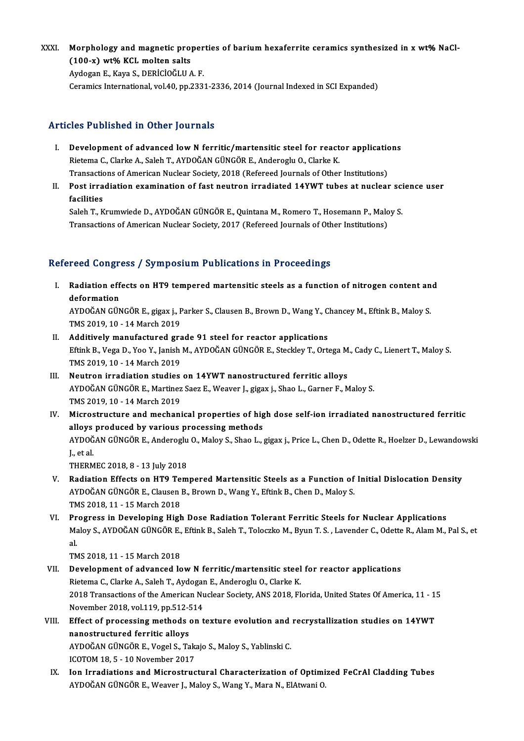XXXI. **Morphology and magnetic properties of barium hexaferrite ceramics synthesized in x wt% NaCl-(100-x) wt% KCL molten salts**
Aydogan E., Kaya S., DERİCİOĞLU A. F.
Ceramics International, vol.40, pp.2331-2336, 2014 (Journal Indexed in SCI Expanded)

## Articles Published in Other Journals

I. **Development of advanced low N ferritic/martensitic steel for reactor applications**
Rietema C., Clarke A., Saleh T., AYDOĞAN GÜNGÖR E., Anderoglu O., Clarke K.
Transactions of American Nuclear Society, 2018 (Refereed Journals of Other Institutions)

II. **Post irradiation examination of fast neutron irradiated 14YWT tubes at nuclear science user facilities**
Saleh T., Krumwiede D., AYDOĞAN GÜNGÖR E., Quintana M., Romero T., Hosemann P., Maloy S.
Transactions of American Nuclear Society, 2017 (Refereed Journals of Other Institutions)

## Refereed Congress / Symposium Publications in Proceedings

I. **Radiation effects on HT9 tempered martensitic steels as a function of nitrogen content and deformation**
AYDOĞAN GÜNGÖR E., gigax j., Parker S., Clausen B., Brown D., Wang Y., Chancey M., Eftink B., Maloy S.
TMS 2019, 10 - 14 March 2019

II. **Additively manufactured grade 91 steel for reactor applications**
Eftink B., Vega D., Yoo Y., Janish M., AYDOĞAN GÜNGÖR E., Steckley T., Ortega M., Cady C., Lienert T., Maloy S.
TMS 2019, 10 - 14 March 2019

III. **Neutron irradiation studies on 14YWT nanostructured ferritic alloys**
AYDOĞAN GÜNGÖR E., Martinez Saez E., Weaver J., gigax j., Shao L., Garner F., Maloy S.
TMS 2019, 10 - 14 March 2019

IV. **Microstructure and mechanical properties of high dose self-ion irradiated nanostructured ferritic alloys produced by various processing methods**
AYDOĞAN GÜNGÖR E., Anderoglu O., Maloy S., Shao L., gigax j., Price L., Chen D., Odette R., Hoelzer D., Lewandowski J., et al.
THERMEC 2018, 8 - 13 July 2018

V. **Radiation Effects on HT9 Tempered Martensitic Steels as a Function of Initial Dislocation Density**
AYDOĞAN GÜNGÖR E., Clausen B., Brown D., Wang Y., Eftink B., Chen D., Maloy S.
TMS 2018, 11 - 15 March 2018

VI. **Progress in Developing High Dose Radiation Tolerant Ferritic Steels for Nuclear Applications**
Maloy S., AYDOĞAN GÜNGÖR E., Eftink B., Saleh T., Toloczko M., Byun T. S. , Lavender C., Odette R., Alam M., Pal S., et al.
TMS 2018, 11 - 15 March 2018

VII. **Development of advanced low N ferritic/martensitic steel for reactor applications**
Rietema C., Clarke A., Saleh T., Aydogan E., Anderoglu O., Clarke K.
2018 Transactions of the American Nuclear Society, ANS 2018, Florida, United States Of America, 11 - 15 November 2018, vol.119, pp.512-514

VIII. **Effect of processing methods on texture evolution and recrystallization studies on 14YWT nanostructured ferritic alloys**
AYDOĞAN GÜNGÖR E., Vogel S., Takajo S., Maloy S., Yablinski C.
ICOTOM 18, 5 - 10 November 2017

IX. **Ion Irradiations and Microstructural Characterization of Optimized FeCrAl Cladding Tubes**
AYDOĞAN GÜNGÖR E., Weaver J., Maloy S., Wang Y., Mara N., ElAtwani O.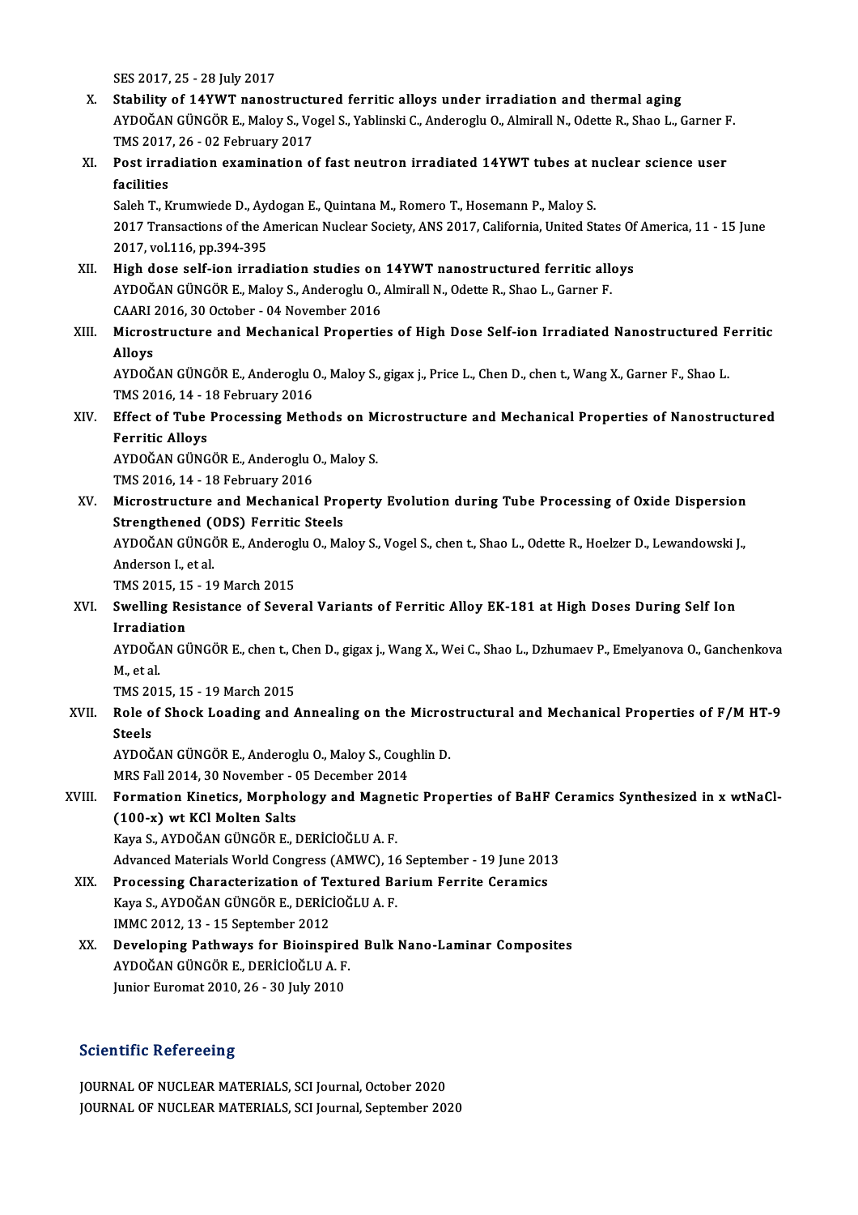SES 2017, 25 - 28 July 2017

X. **Stability of 14YWT nanostructured ferritic alloys under irradiation and thermal aging**
AYDOĞAN GÜNGÖR E., Maloy S., Vogel S., Yablinski C., Anderoglu O., Almirall N., Odette R., Shao L., Garner F.
TMS 2017, 26 - 02 February 2017

XI. **Post irradiation examination of fast neutron irradiated 14YWT tubes at nuclear science user facilities**
Saleh T., Krumwiede D., Aydogan E., Quintana M., Romero T., Hosemann P., Maloy S.
2017 Transactions of the American Nuclear Society, ANS 2017, California, United States Of America, 11 - 15 June 2017, vol.116, pp.394-395

XII. **High dose self-ion irradiation studies on 14YWT nanostructured ferritic alloys**
AYDOĞAN GÜNGÖR E., Maloy S., Anderoglu O., Almirall N., Odette R., Shao L., Garner F.
CAARI 2016, 30 October - 04 November 2016

XIII. **Microstructure and Mechanical Properties of High Dose Self-ion Irradiated Nanostructured Ferritic Alloys**
AYDOĞAN GÜNGÖR E., Anderoglu O., Maloy S., gigax j., Price L., Chen D., chen t., Wang X., Garner F., Shao L.
TMS 2016, 14 - 18 February 2016

XIV. **Effect of Tube Processing Methods on Microstructure and Mechanical Properties of Nanostructured Ferritic Alloys**
AYDOĞAN GÜNGÖR E., Anderoglu O., Maloy S.
TMS 2016, 14 - 18 February 2016

XV. **Microstructure and Mechanical Property Evolution during Tube Processing of Oxide Dispersion Strengthened (ODS) Ferritic Steels**
AYDOĞAN GÜNGÖR E., Anderoglu O., Maloy S., Vogel S., chen t., Shao L., Odette R., Hoelzer D., Lewandowski J., Anderson I., et al.
TMS 2015, 15 - 19 March 2015

XVI. **Swelling Resistance of Several Variants of Ferritic Alloy EK-181 at High Doses During Self Ion Irradiation**
AYDOĞAN GÜNGÖR E., chen t., Chen D., gigax j., Wang X., Wei C., Shao L., Dzhumaev P., Emelyanova O., Ganchenkova M., et al.
TMS 2015, 15 - 19 March 2015

XVII. **Role of Shock Loading and Annealing on the Microstructural and Mechanical Properties of F/M HT-9 Steels**
AYDOĞAN GÜNGÖR E., Anderoglu O., Maloy S., Coughlin D.
MRS Fall 2014, 30 November - 05 December 2014

XVIII. **Formation Kinetics, Morphology and Magnetic Properties of BaHF Ceramics Synthesized in x wtNaCl-(100-x) wt KCl Molten Salts**
Kaya S., AYDOĞAN GÜNGÖR E., DERİCİOĞLU A. F.
Advanced Materials World Congress (AMWC), 16 September - 19 June 2013

XIX. **Processing Characterization of Textured Barium Ferrite Ceramics**
Kaya S., AYDOĞAN GÜNGÖR E., DERİCİOĞLU A. F.
IMMC 2012, 13 - 15 September 2012

XX. **Developing Pathways for Bioinspired Bulk Nano-Laminar Composites**
AYDOĞAN GÜNGÖR E., DERİCİOĞLU A. F.
Junior Euromat 2010, 26 - 30 July 2010

## Scientific Refereeing

JOURNAL OF NUCLEAR MATERIALS, SCI Journal, October 2020
JOURNAL OF NUCLEAR MATERIALS, SCI Journal, September 2020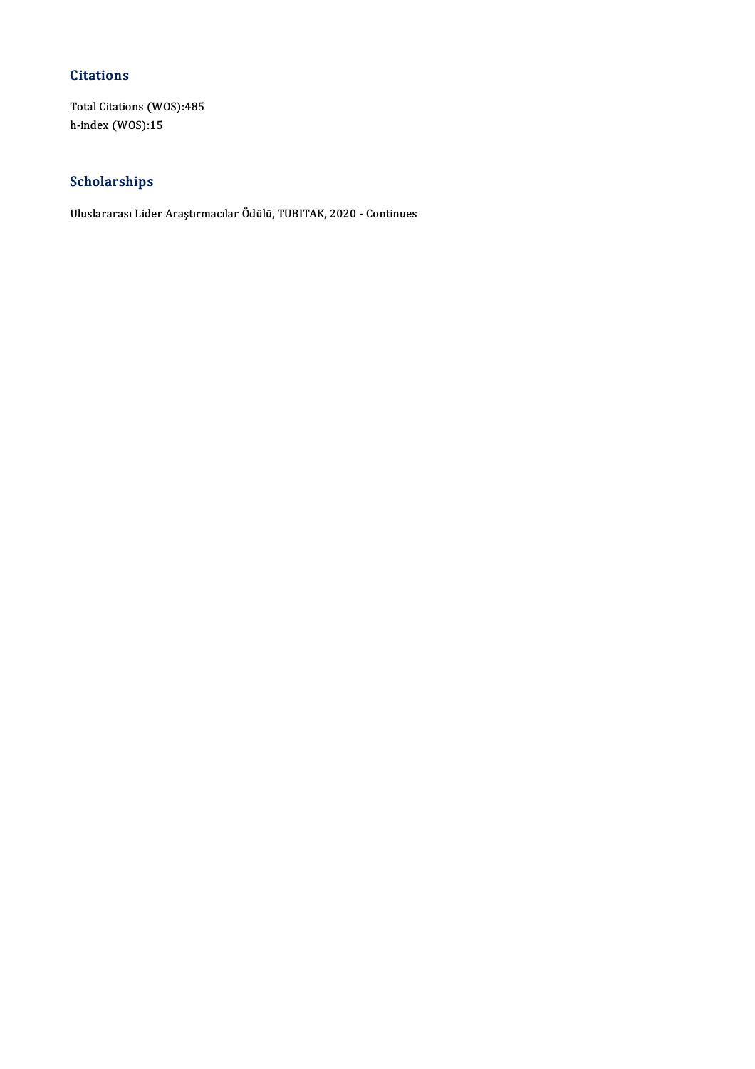## Citations

Total Citations (WOS):485
h-index (WOS):15

## Scholarships

Uluslararası Lider Araştırmacılar Ödülü, TUBITAK, 2020 - Continues